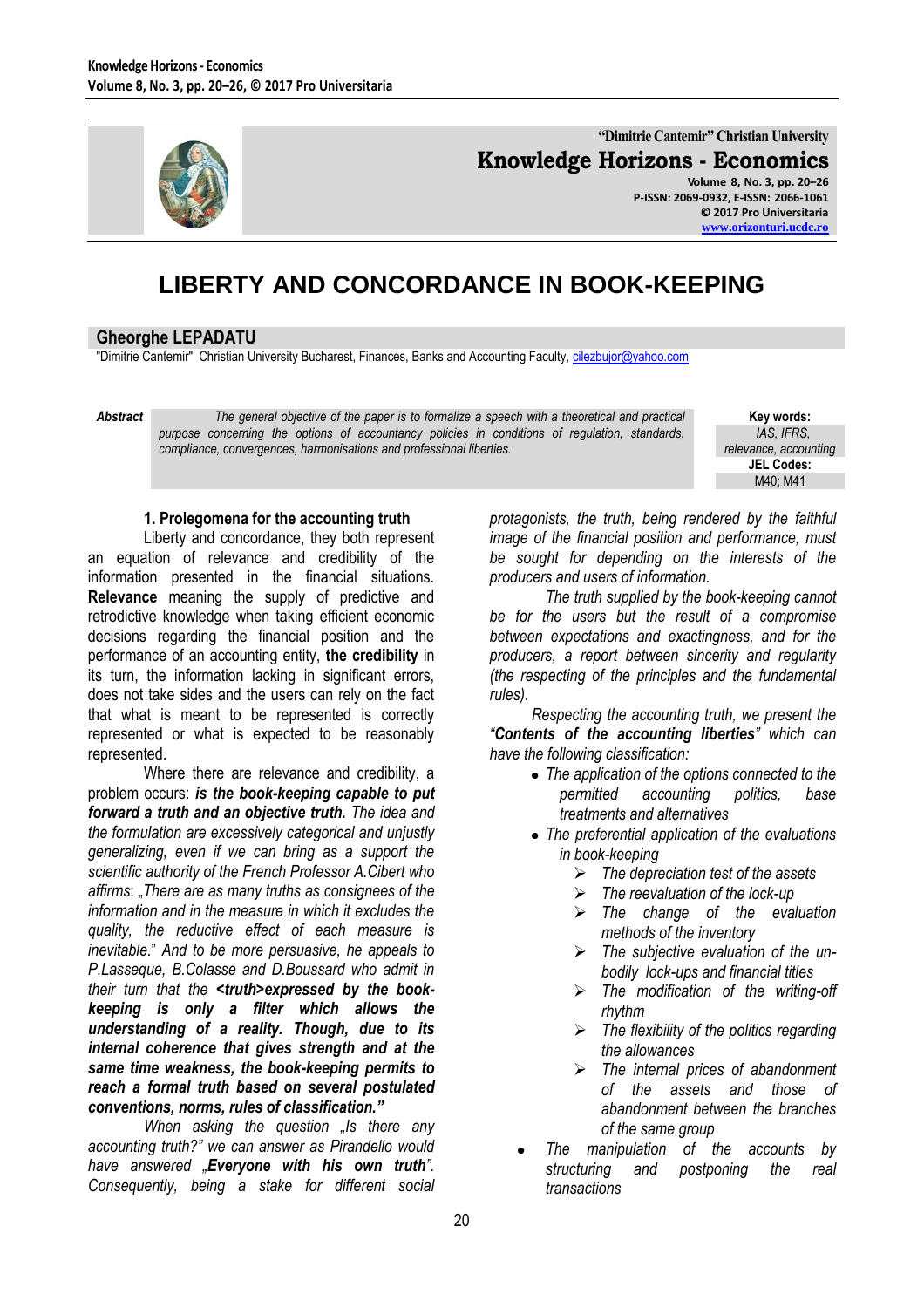"Dimitrie Cantemir" Christian University

**Knowledge Horizons - Economics**

Volume 8, No. 3, pp. 20–26
P-ISSN: 2069-0932, E-ISSN: 2066-1061
© 2017 Pro Universitaria
www.orizonturi.ucdc.ro

# LIBERTY AND CONCORDANCE IN BOOK-KEEPING

**Gheorghe LEPADATU**

"Dimitrie Cantemir" Christian University Bucharest, Finances, Banks and Accounting Faculty, cilezbujor@yahoo.com

***Abstract*** *The general objective of the paper is to formalize a speech with a theoretical and practical purpose concerning the options of accountancy policies in conditions of regulation, standards, compliance, convergences, harmonisations and professional liberties.*

**Key words:** *IAS, IFRS, relevance, accounting*

**JEL Codes:** M40; M41

## 1. Prolegomena for the accounting truth

Liberty and concordance, they both represent an equation of relevance and credibility of the information presented in the financial situations. **Relevance** meaning the supply of predictive and retrodictive knowledge when taking efficient economic decisions regarding the financial position and the performance of an accounting entity, **the credibility** in its turn, the information lacking in significant errors, does not take sides and the users can rely on the fact that what is meant to be represented is correctly represented or what is expected to be reasonably represented.

Where there are relevance and credibility, a problem occurs: ***is the book-keeping capable to put forward a truth and an objective truth.*** *The idea and the formulation are excessively categorical and unjustly generalizing, even if we can bring as a support the scientific authority of the French Professor A.Cibert who affirms*: *„There are as many truths as consignees of the information and in the measure in which it excludes the quality, the reductive effect of each measure is inevitable.*" *And to be more persuasive, he appeals to P.Lasseque, B.Colasse and D.Boussard who admit in their turn that the* ***<truth>expressed by the book-keeping is only a filter which allows the understanding of a reality. Though, due to its internal coherence that gives strength and at the same time weakness, the book-keeping permits to reach a formal truth based on several postulated conventions, norms, rules of classification."***

*When asking the question „Is there any accounting truth?" we can answer as Pirandello would have answered „**Everyone with his own truth**". Consequently, being a stake for different social protagonists, the truth, being rendered by the faithful image of the financial position and performance, must be sought for depending on the interests of the producers and users of information.*

*The truth supplied by the book-keeping cannot be for the users but the result of a compromise between expectations and exactingness, and for the producers, a report between sincerity and regularity (the respecting of the principles and the fundamental rules).*

*Respecting the accounting truth, we present the "**Contents of the accounting liberties**" which can have the following classification:*

- *The application of the options connected to the permitted accounting politics, base treatments and alternatives*
- *The preferential application of the evaluations in book-keeping*
  - *The depreciation test of the assets*
  - *The reevaluation of the lock-up*
  - *The change of the evaluation methods of the inventory*
  - *The subjective evaluation of the un-bodily lock-ups and financial titles*
  - *The modification of the writing-off rhythm*
  - *The flexibility of the politics regarding the allowances*
  - *The internal prices of abandonment of the assets and those of abandonment between the branches of the same group*
- *The manipulation of the accounts by structuring and postponing the real transactions*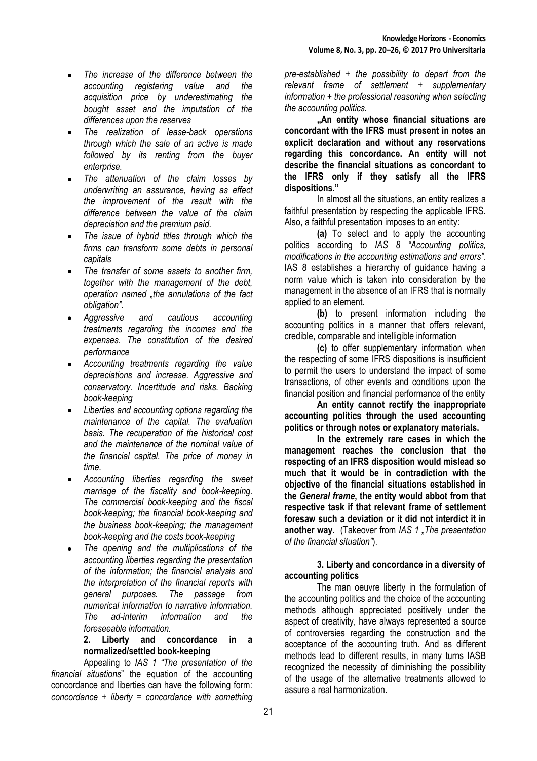- *The increase of the difference between the accounting registering value and the acquisition price by underestimating the bought asset and the imputation of the differences upon the reserves*
- *The realization of lease-back operations through which the sale of an active is made followed by its renting from the buyer enterprise.*
- *The attenuation of the claim losses by underwriting an assurance, having as effect the improvement of the result with the difference between the value of the claim depreciation and the premium paid.*
- *The issue of hybrid titles through which the firms can transform some debts in personal capitals*
- *The transfer of some assets to another firm, together with the management of the debt, operation named „the annulations of the fact obligation".*
- *Aggressive and cautious accounting treatments regarding the incomes and the expenses. The constitution of the desired performance*
- *Accounting treatments regarding the value depreciations and increase. Aggressive and conservatory. Incertitude and risks. Backing book-keeping*
- *Liberties and accounting options regarding the maintenance of the capital. The evaluation basis. The recuperation of the historical cost and the maintenance of the nominal value of the financial capital. The price of money in time.*
- *Accounting liberties regarding the sweet marriage of the fiscality and book-keeping. The commercial book-keeping and the fiscal book-keeping; the financial book-keeping and the business book-keeping; the management book-keeping and the costs book-keeping*
- *The opening and the multiplications of the accounting liberties regarding the presentation of the information; the financial analysis and the interpretation of the financial reports with general purposes. The passage from numerical information to narrative information. The ad-interim information and the foreseeable information.*

## 2. Liberty and concordance in a normalized/settled book-keeping

Appealing to *IAS 1 "The presentation of the financial situations*" the equation of the accounting concordance and liberties can have the following form: *concordance + liberty = concordance with something pre-established + the possibility to depart from the relevant frame of settlement + supplementary information + the professional reasoning when selecting the accounting politics.*

**„An entity whose financial situations are concordant with the IFRS must present in notes an explicit declaration and without any reservations regarding this concordance. An entity will not describe the financial situations as concordant to the IFRS only if they satisfy all the IFRS dispositions."**

In almost all the situations, an entity realizes a faithful presentation by respecting the applicable IFRS. Also, a faithful presentation imposes to an entity:

**(a)** To select and to apply the accounting politics according to *IAS 8 "Accounting politics, modifications in the accounting estimations and errors"*. IAS 8 establishes a hierarchy of guidance having a norm value which is taken into consideration by the management in the absence of an IFRS that is normally applied to an element.

**(b)** to present information including the accounting politics in a manner that offers relevant, credible, comparable and intelligible information

**(c)** to offer supplementary information when the respecting of some IFRS dispositions is insufficient to permit the users to understand the impact of some transactions, of other events and conditions upon the financial position and financial performance of the entity

**An entity cannot rectify the inappropriate accounting politics through the used accounting politics or through notes or explanatory materials.**

**In the extremely rare cases in which the management reaches the conclusion that the respecting of an IFRS disposition would mislead so much that it would be in contradiction with the objective of the financial situations established in the *General frame*, the entity would abbot from that respective task if that relevant frame of settlement foresaw such a deviation or it did not interdict it in another way.** (Takeover from *IAS 1 „The presentation of the financial situation"*).

## 3. Liberty and concordance in a diversity of accounting politics

The man oeuvre liberty in the formulation of the accounting politics and the choice of the accounting methods although appreciated positively under the aspect of creativity, have always represented a source of controversies regarding the construction and the acceptance of the accounting truth. And as different methods lead to different results, in many turns IASB recognized the necessity of diminishing the possibility of the usage of the alternative treatments allowed to assure a real harmonization.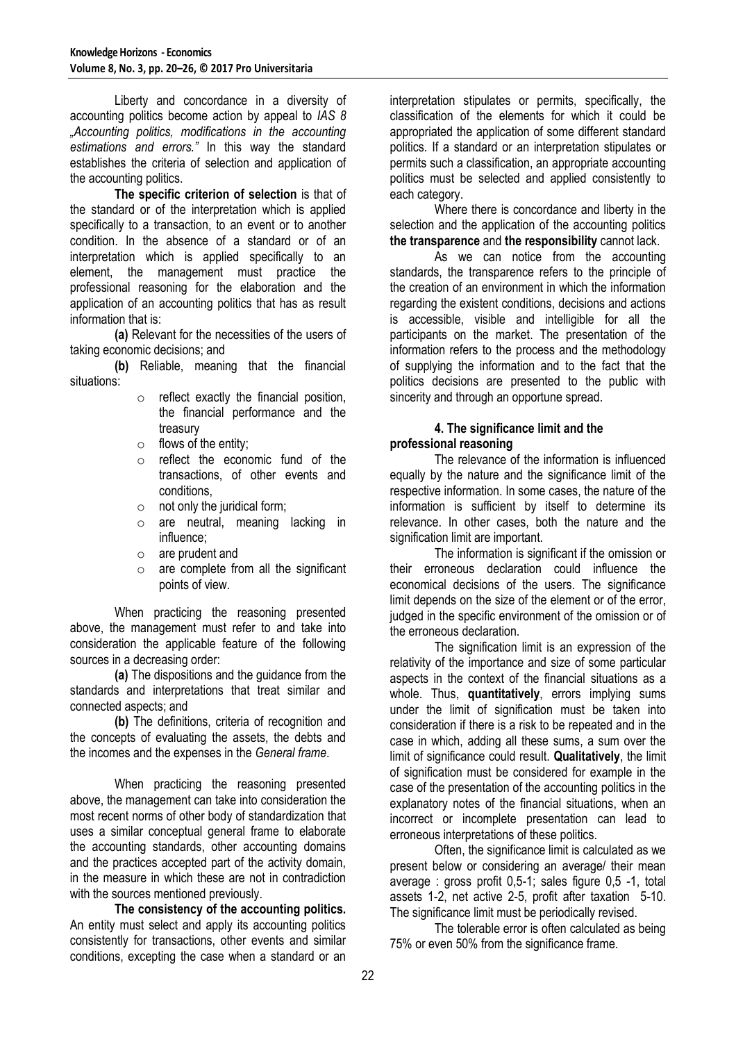Liberty and concordance in a diversity of accounting politics become action by appeal to *IAS 8 „Accounting politics, modifications in the accounting estimations and errors."* In this way the standard establishes the criteria of selection and application of the accounting politics.

**The specific criterion of selection** is that of the standard or of the interpretation which is applied specifically to a transaction, to an event or to another condition. In the absence of a standard or of an interpretation which is applied specifically to an element, the management must practice the professional reasoning for the elaboration and the application of an accounting politics that has as result information that is:

**(a)** Relevant for the necessities of the users of taking economic decisions; and

**(b)** Reliable, meaning that the financial situations:

- reflect exactly the financial position, the financial performance and the treasury
- flows of the entity;
- reflect the economic fund of the transactions, of other events and conditions,
- not only the juridical form;
- are neutral, meaning lacking in influence;
- are prudent and
- are complete from all the significant points of view.

When practicing the reasoning presented above, the management must refer to and take into consideration the applicable feature of the following sources in a decreasing order:

**(a)** The dispositions and the guidance from the standards and interpretations that treat similar and connected aspects; and

**(b)** The definitions, criteria of recognition and the concepts of evaluating the assets, the debts and the incomes and the expenses in the *General frame*.

When practicing the reasoning presented above, the management can take into consideration the most recent norms of other body of standardization that uses a similar conceptual general frame to elaborate the accounting standards, other accounting domains and the practices accepted part of the activity domain, in the measure in which these are not in contradiction with the sources mentioned previously.

**The consistency of the accounting politics.** An entity must select and apply its accounting politics consistently for transactions, other events and similar conditions, excepting the case when a standard or an interpretation stipulates or permits, specifically, the classification of the elements for which it could be appropriated the application of some different standard politics. If a standard or an interpretation stipulates or permits such a classification, an appropriate accounting politics must be selected and applied consistently to each category.

Where there is concordance and liberty in the selection and the application of the accounting politics **the transparence** and **the responsibility** cannot lack.

As we can notice from the accounting standards, the transparence refers to the principle of the creation of an environment in which the information regarding the existent conditions, decisions and actions is accessible, visible and intelligible for all the participants on the market. The presentation of the information refers to the process and the methodology of supplying the information and to the fact that the politics decisions are presented to the public with sincerity and through an opportune spread.

## 4. The significance limit and the professional reasoning

The relevance of the information is influenced equally by the nature and the significance limit of the respective information. In some cases, the nature of the information is sufficient by itself to determine its relevance. In other cases, both the nature and the signification limit are important.

The information is significant if the omission or their erroneous declaration could influence the economical decisions of the users. The significance limit depends on the size of the element or of the error, judged in the specific environment of the omission or of the erroneous declaration.

The signification limit is an expression of the relativity of the importance and size of some particular aspects in the context of the financial situations as a whole. Thus, **quantitatively**, errors implying sums under the limit of signification must be taken into consideration if there is a risk to be repeated and in the case in which, adding all these sums, a sum over the limit of significance could result. **Qualitatively**, the limit of signification must be considered for example in the case of the presentation of the accounting politics in the explanatory notes of the financial situations, when an incorrect or incomplete presentation can lead to erroneous interpretations of these politics.

Often, the significance limit is calculated as we present below or considering an average/ their mean average : gross profit 0,5-1; sales figure 0,5 -1, total assets 1-2, net active 2-5, profit after taxation 5-10. The significance limit must be periodically revised.

The tolerable error is often calculated as being 75% or even 50% from the significance frame.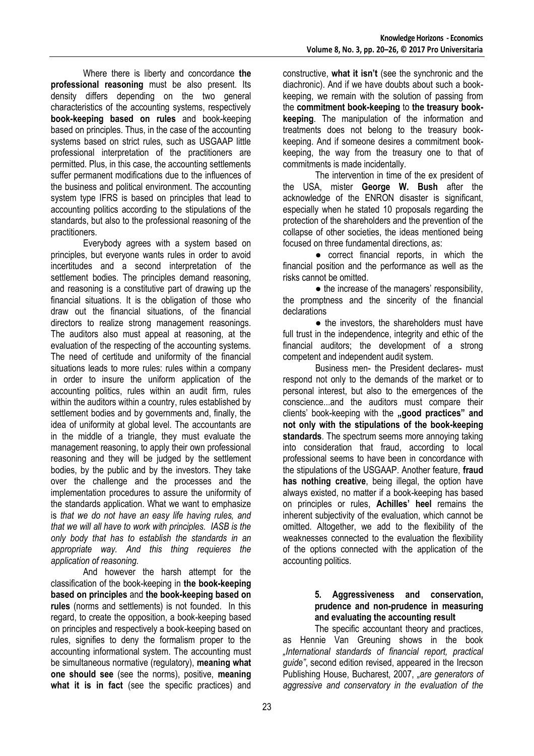Where there is liberty and concordance **the professional reasoning** must be also present. Its density differs depending on the two general characteristics of the accounting systems, respectively **book-keeping based on rules** and book-keeping based on principles. Thus, in the case of the accounting systems based on strict rules, such as USGAAP little professional interpretation of the practitioners are permitted. Plus, in this case, the accounting settlements suffer permanent modifications due to the influences of the business and political environment. The accounting system type IFRS is based on principles that lead to accounting politics according to the stipulations of the standards, but also to the professional reasoning of the practitioners.

Everybody agrees with a system based on principles, but everyone wants rules in order to avoid incertitudes and a second interpretation of the settlement bodies. The principles demand reasoning, and reasoning is a constitutive part of drawing up the financial situations. It is the obligation of those who draw out the financial situations, of the financial directors to realize strong management reasonings. The auditors also must appeal at reasoning, at the evaluation of the respecting of the accounting systems. The need of certitude and uniformity of the financial situations leads to more rules: rules within a company in order to insure the uniform application of the accounting politics, rules within an audit firm, rules within the auditors within a country, rules established by settlement bodies and by governments and, finally, the idea of uniformity at global level. The accountants are in the middle of a triangle, they must evaluate the management reasoning, to apply their own professional reasoning and they will be judged by the settlement bodies, by the public and by the investors. They take over the challenge and the processes and the implementation procedures to assure the uniformity of the standards application. What we want to emphasize is *that we do not have an easy life having rules, and that we will all have to work with principles. IASB is the only body that has to establish the standards in an appropriate way. And this thing requieres the application of reasoning.*

And however the harsh attempt for the classification of the book-keeping in **the book-keeping based on principles** and **the book-keeping based on rules** (norms and settlements) is not founded. In this regard, to create the opposition, a book-keeping based on principles and respectively a book-keeping based on rules, signifies to deny the formalism proper to the accounting informational system. The accounting must be simultaneous normative (regulatory), **meaning what one should see** (see the norms), positive, **meaning what it is in fact** (see the specific practices) and constructive, **what it isn't** (see the synchronic and the diachronic). And if we have doubts about such a book-keeping, we remain with the solution of passing from the **commitment book-keeping** to **the treasury book-keeping**. The manipulation of the information and treatments does not belong to the treasury book-keeping. And if someone desires a commitment book-keeping, the way from the treasury one to that of commitments is made incidentally.

The intervention in time of the ex president of the USA, mister **George W. Bush** after the acknowledge of the ENRON disaster is significant, especially when he stated 10 proposals regarding the protection of the shareholders and the prevention of the collapse of other societies, the ideas mentioned being focused on three fundamental directions, as:

- correct financial reports, in which the financial position and the performance as well as the risks cannot be omitted.
- the increase of the managers' responsibility, the promptness and the sincerity of the financial declarations
- the investors, the shareholders must have full trust in the independence, integrity and ethic of the financial auditors; the development of a strong competent and independent audit system.

Business men- the President declares- must respond not only to the demands of the market or to personal interest, but also to the emergences of the conscience...and the auditors must compare their clients' book-keeping with the **„good practices" and not only with the stipulations of the book-keeping standards**. The spectrum seems more annoying taking into consideration that fraud, according to local professional seems to have been in concordance with the stipulations of the USGAAP. Another feature, **fraud has nothing creative**, being illegal, the option have always existed, no matter if a book-keeping has based on principles or rules, **Achilles' heel** remains the inherent subjectivity of the evaluation, which cannot be omitted. Altogether, we add to the flexibility of the weaknesses connected to the evaluation the flexibility of the options connected with the application of the accounting politics.

## 5. Aggressiveness and conservation, prudence and non-prudence in measuring and evaluating the accounting result

The specific accountant theory and practices, as Hennie Van Greuning shows in the book *„International standards of financial report, practical guide"*, second edition revised, appeared in the Irecson Publishing House, Bucharest, 2007, *„are generators of aggressive and conservatory in the evaluation of the*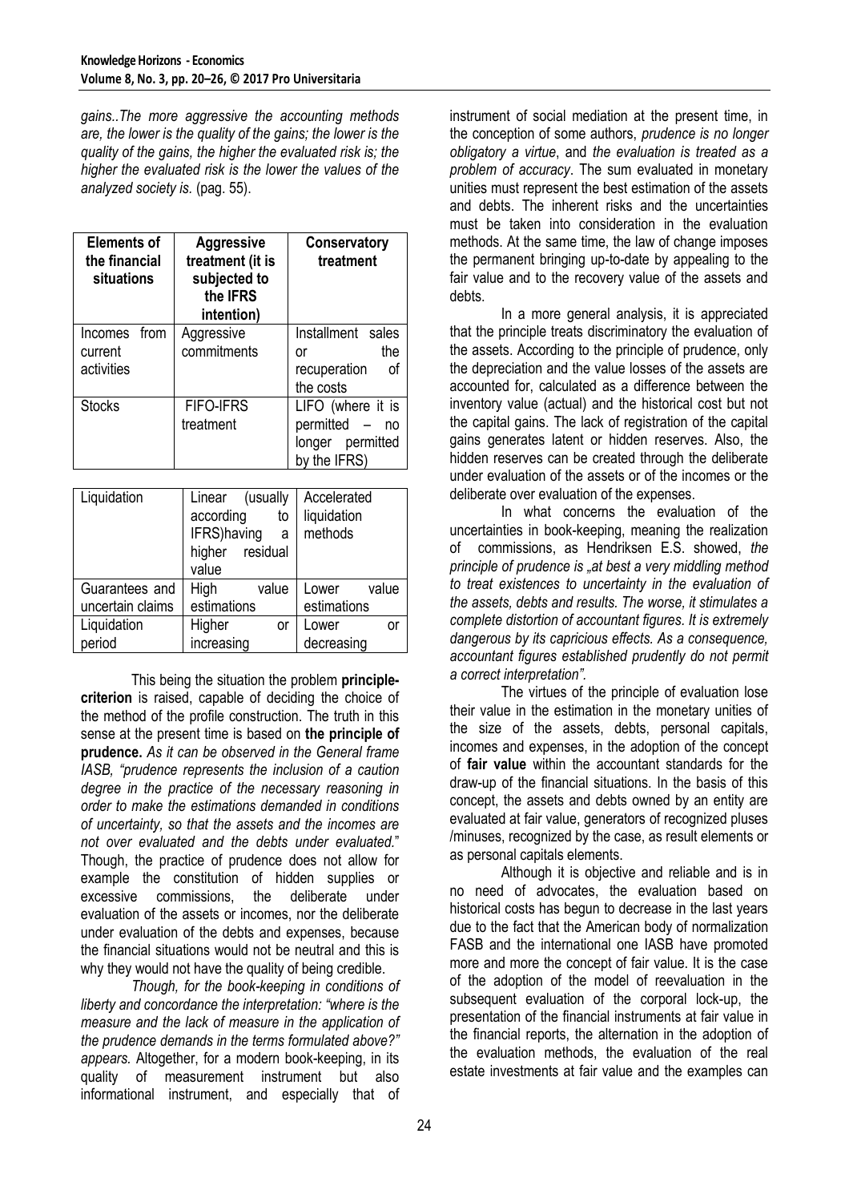*gains..The more aggressive the accounting methods are, the lower is the quality of the gains; the lower is the quality of the gains, the higher the evaluated risk is; the higher the evaluated risk is the lower the values of the analyzed society is.* (pag. 55).

| Elements of the financial situations | Aggressive treatment (it is subjected to the IFRS intention) | Conservatory treatment |
| --- | --- | --- |
| Incomes from current activities | Aggressive commitments | Installment sales or the recuperation of the costs |
| Stocks | FIFO-IFRS treatment | LIFO (where it is permitted – no longer permitted by the IFRS) |
| Liquidation | Linear (usually according to IFRS)having a higher residual value | Accelerated liquidation methods |
| Guarantees and uncertain claims | High value estimations | Lower value estimations |
| Liquidation period | Higher or increasing | Lower or decreasing |

This being the situation the problem **principle-criterion** is raised, capable of deciding the choice of the method of the profile construction. The truth in this sense at the present time is based on **the principle of prudence.** *As it can be observed in the General frame IASB, "prudence represents the inclusion of a caution degree in the practice of the necessary reasoning in order to make the estimations demanded in conditions of uncertainty, so that the assets and the incomes are not over evaluated and the debts under evaluated.*" Though, the practice of prudence does not allow for example the constitution of hidden supplies or excessive commissions, the deliberate under evaluation of the assets or incomes, nor the deliberate under evaluation of the debts and expenses, because the financial situations would not be neutral and this is why they would not have the quality of being credible.

*Though, for the book-keeping in conditions of liberty and concordance the interpretation: "where is the measure and the lack of measure in the application of the prudence demands in the terms formulated above?" appears.* Altogether, for a modern book-keeping, in its quality of measurement instrument but also informational instrument, and especially that of instrument of social mediation at the present time, in the conception of some authors, *prudence is no longer obligatory a virtue*, and *the evaluation is treated as a problem of accuracy*. The sum evaluated in monetary unities must represent the best estimation of the assets and debts. The inherent risks and the uncertainties must be taken into consideration in the evaluation methods. At the same time, the law of change imposes the permanent bringing up-to-date by appealing to the fair value and to the recovery value of the assets and debts.

In a more general analysis, it is appreciated that the principle treats discriminatory the evaluation of the assets. According to the principle of prudence, only the depreciation and the value losses of the assets are accounted for, calculated as a difference between the inventory value (actual) and the historical cost but not the capital gains. The lack of registration of the capital gains generates latent or hidden reserves. Also, the hidden reserves can be created through the deliberate under evaluation of the assets or of the incomes or the deliberate over evaluation of the expenses.

In what concerns the evaluation of the uncertainties in book-keeping, meaning the realization of commissions, as Hendriksen E.S. showed, *the principle of prudence is „at best a very middling method to treat existences to uncertainty in the evaluation of the assets, debts and results. The worse, it stimulates a complete distortion of accountant figures. It is extremely dangerous by its capricious effects. As a consequence, accountant figures established prudently do not permit a correct interpretation".*

The virtues of the principle of evaluation lose their value in the estimation in the monetary unities of the size of the assets, debts, personal capitals, incomes and expenses, in the adoption of the concept of **fair value** within the accountant standards for the draw-up of the financial situations. In the basis of this concept, the assets and debts owned by an entity are evaluated at fair value, generators of recognized pluses /minuses, recognized by the case, as result elements or as personal capitals elements.

Although it is objective and reliable and is in no need of advocates, the evaluation based on historical costs has begun to decrease in the last years due to the fact that the American body of normalization FASB and the international one IASB have promoted more and more the concept of fair value. It is the case of the adoption of the model of reevaluation in the subsequent evaluation of the corporal lock-up, the presentation of the financial instruments at fair value in the financial reports, the alternation in the adoption of the evaluation methods, the evaluation of the real estate investments at fair value and the examples can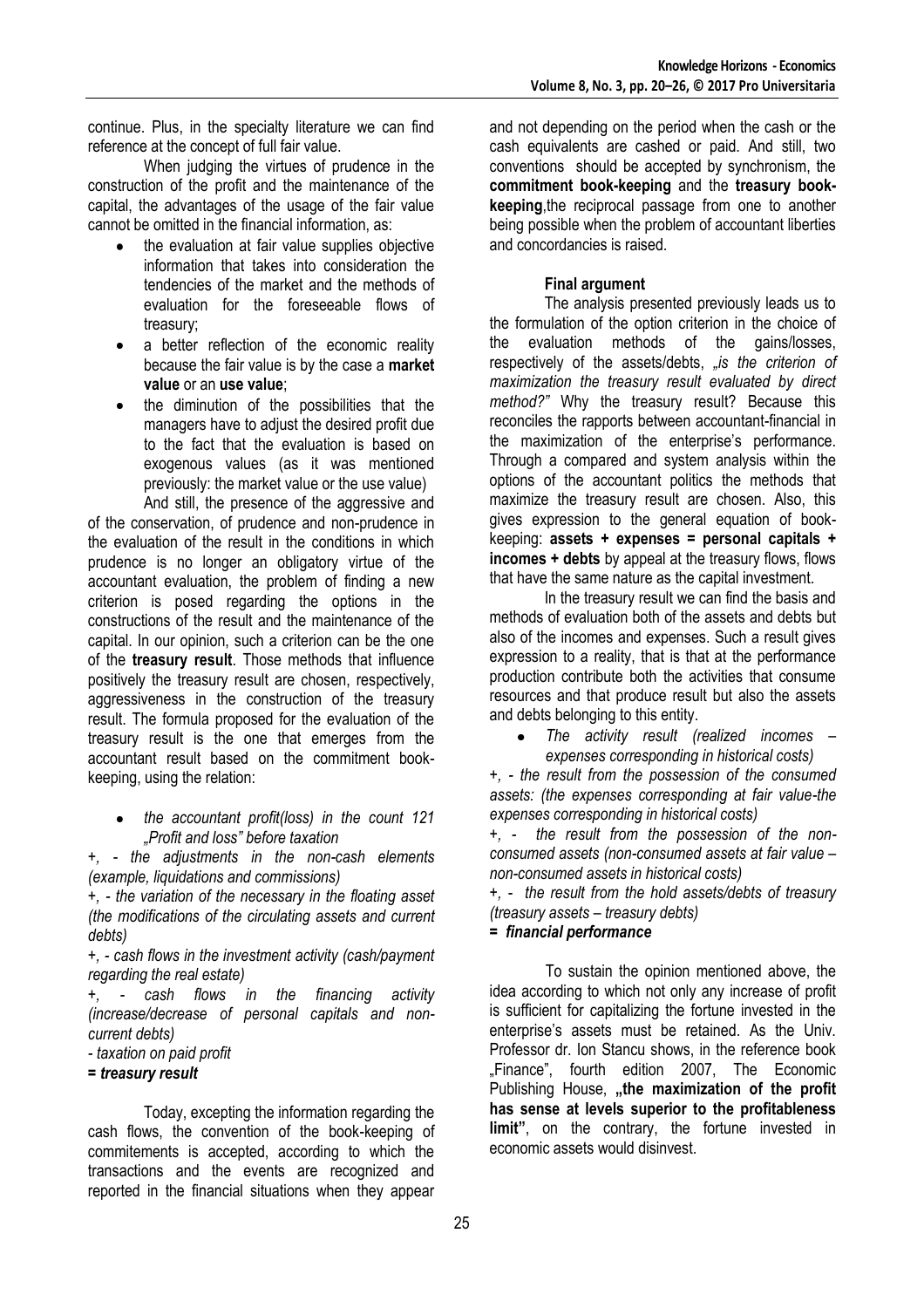continue. Plus, in the specialty literature we can find reference at the concept of full fair value.

When judging the virtues of prudence in the construction of the profit and the maintenance of the capital, the advantages of the usage of the fair value cannot be omitted in the financial information, as:

- the evaluation at fair value supplies objective information that takes into consideration the tendencies of the market and the methods of evaluation for the foreseeable flows of treasury;
- a better reflection of the economic reality because the fair value is by the case a **market value** or an **use value**;
- the diminution of the possibilities that the managers have to adjust the desired profit due to the fact that the evaluation is based on exogenous values (as it was mentioned previously: the market value or the use value)

And still, the presence of the aggressive and of the conservation, of prudence and non-prudence in the evaluation of the result in the conditions in which prudence is no longer an obligatory virtue of the accountant evaluation, the problem of finding a new criterion is posed regarding the options in the constructions of the result and the maintenance of the capital. In our opinion, such a criterion can be the one of the **treasury result**. Those methods that influence positively the treasury result are chosen, respectively, aggressiveness in the construction of the treasury result. The formula proposed for the evaluation of the treasury result is the one that emerges from the accountant result based on the commitment book-keeping, using the relation:

- *the accountant profit(loss) in the count 121 „Profit and loss" before taxation*

*+, - the adjustments in the non-cash elements (example, liquidations and commissions)*

*+, - the variation of the necessary in the floating asset (the modifications of the circulating assets and current debts)*

*+, - cash flows in the investment activity (cash/payment regarding the real estate)*

*+, - cash flows in the financing activity (increase/decrease of personal capitals and non-current debts)*

*- taxation on paid profit*

***= treasury result***

Today, excepting the information regarding the cash flows, the convention of the book-keeping of commitements is accepted, according to which the transactions and the events are recognized and reported in the financial situations when they appear and not depending on the period when the cash or the cash equivalents are cashed or paid. And still, two conventions should be accepted by synchronism, the **commitment book-keeping** and the **treasury book-keeping**,the reciprocal passage from one to another being possible when the problem of accountant liberties and concordancies is raised.

**Final argument**

The analysis presented previously leads us to the formulation of the option criterion in the choice of the evaluation methods of the gains/losses, respectively of the assets/debts, *„is the criterion of maximization the treasury result evaluated by direct method?"* Why the treasury result? Because this reconciles the rapports between accountant-financial in the maximization of the enterprise's performance. Through a compared and system analysis within the options of the accountant politics the methods that maximize the treasury result are chosen. Also, this gives expression to the general equation of book-keeping: **assets + expenses = personal capitals + incomes + debts** by appeal at the treasury flows, flows that have the same nature as the capital investment.

In the treasury result we can find the basis and methods of evaluation both of the assets and debts but also of the incomes and expenses. Such a result gives expression to a reality, that is that at the performance production contribute both the activities that consume resources and that produce result but also the assets and debts belonging to this entity.

- *The activity result (realized incomes – expenses corresponding in historical costs)*

*+, - the result from the possession of the consumed assets: (the expenses corresponding at fair value-the expenses corresponding in historical costs)*

*+, - the result from the possession of the non-consumed assets (non-consumed assets at fair value – non-consumed assets in historical costs)*

*+, - the result from the hold assets/debts of treasury (treasury assets – treasury debts)*

***= financial performance***

To sustain the opinion mentioned above, the idea according to which not only any increase of profit is sufficient for capitalizing the fortune invested in the enterprise's assets must be retained. As the Univ. Professor dr. Ion Stancu shows, in the reference book „Finance", fourth edition 2007, The Economic Publishing House, **„the maximization of the profit has sense at levels superior to the profitableness limit"**, on the contrary, the fortune invested in economic assets would disinvest.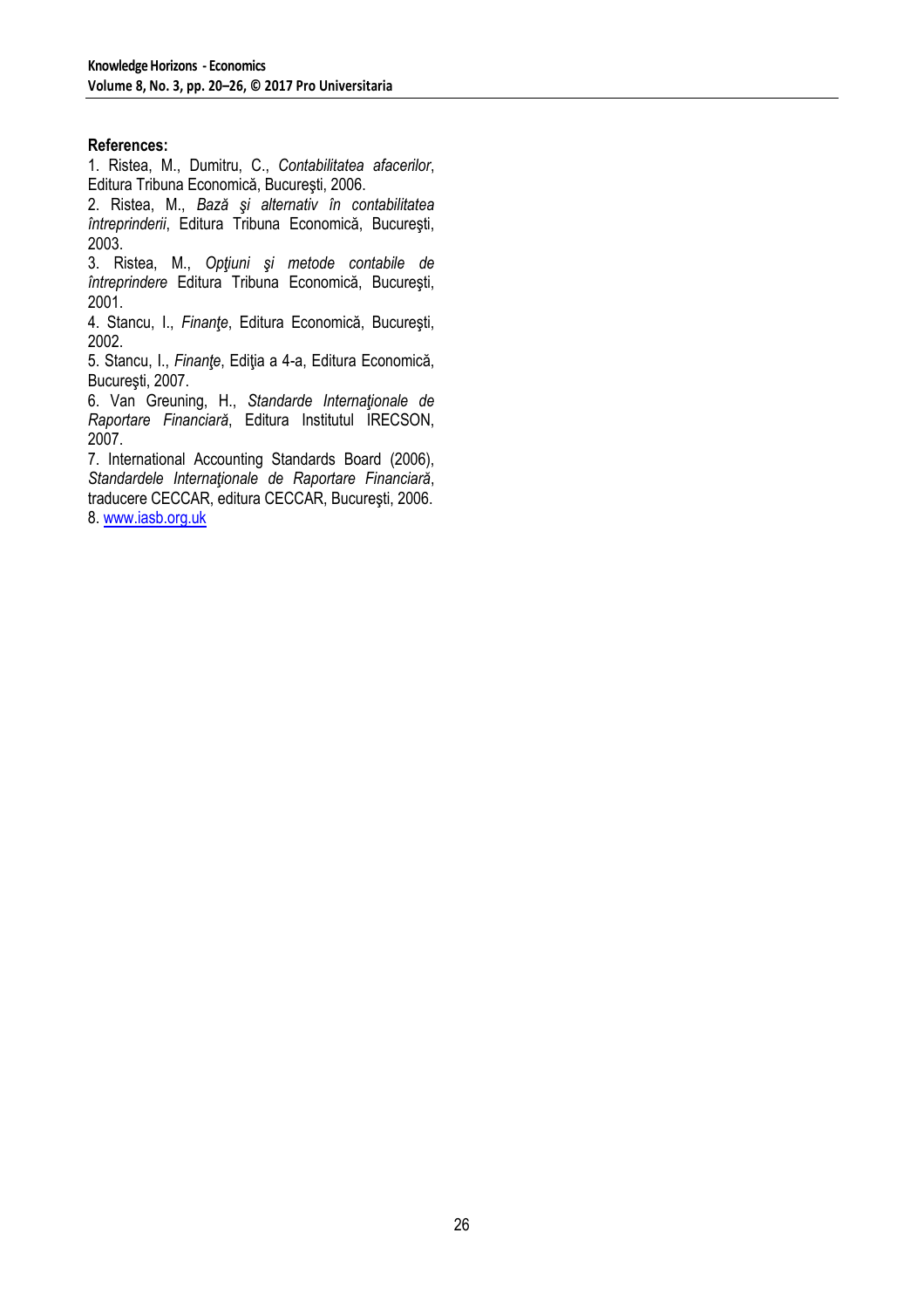**References:**

1. Ristea, M., Dumitru, C., *Contabilitatea afacerilor*, Editura Tribuna Economică, Bucureşti, 2006.
2. Ristea, M., *Bază şi alternativ în contabilitatea întreprinderii*, Editura Tribuna Economică, Bucureşti, 2003.
3. Ristea, M., *Opţiuni şi metode contabile de întreprindere* Editura Tribuna Economică, Bucureşti, 2001.
4. Stancu, I., *Finanţe*, Editura Economică, Bucureşti, 2002.
5. Stancu, I., *Finanţe*, Ediţia a 4-a, Editura Economică, Bucureşti, 2007.
6. Van Greuning, H., *Standarde Internaţionale de Raportare Financiară*, Editura Institutul IRECSON, 2007.
7. International Accounting Standards Board (2006), *Standardele Internaţionale de Raportare Financiară*, traducere CECCAR, editura CECCAR, Bucureşti, 2006.
8. www.iasb.org.uk